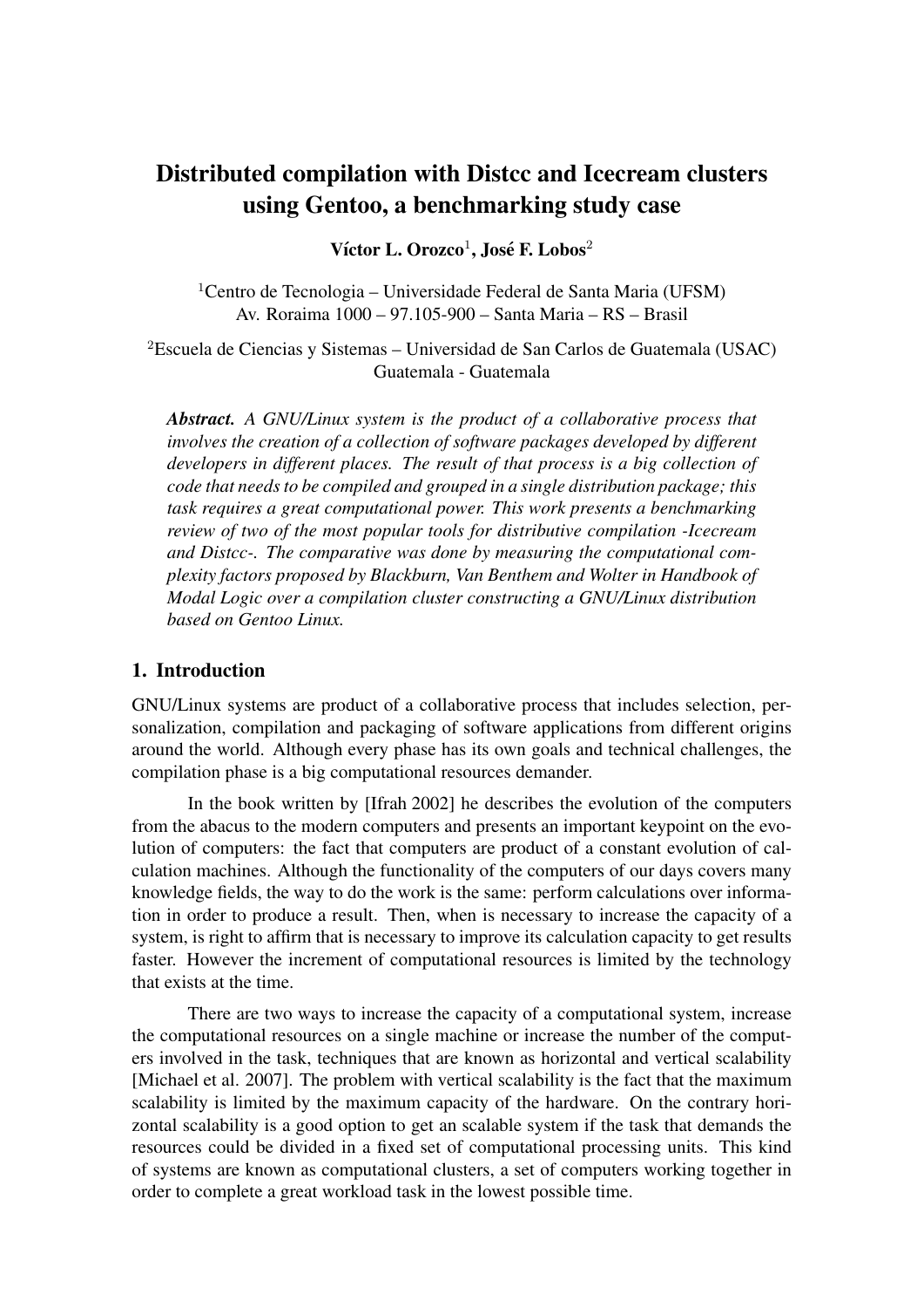# Distributed compilation with Distcc and Icecream clusters using Gentoo, a benchmarking study case

**Víctor L. Orozco**[1], **José F. Lobos**[2]

[1]Centro de Tecnologia – Universidade Federal de Santa Maria (UFSM)
Av. Roraima 1000 – 97.105-900 – Santa Maria – RS – Brasil

[2]Escuela de Ciencias y Sistemas – Universidad de San Carlos de Guatemala (USAC)
Guatemala - Guatemala

***Abstract.*** *A GNU/Linux system is the product of a collaborative process that involves the creation of a collection of software packages developed by different developers in different places. The result of that process is a big collection of code that needs to be compiled and grouped in a single distribution package; this task requires a great computational power. This work presents a benchmarking review of two of the most popular tools for distributive compilation -Icecream and Distcc-. The comparative was done by measuring the computational complexity factors proposed by Blackburn, Van Benthem and Wolter in Handbook of Modal Logic over a compilation cluster constructing a GNU/Linux distribution based on Gentoo Linux.*

## 1. Introduction

GNU/Linux systems are product of a collaborative process that includes selection, personalization, compilation and packaging of software applications from different origins around the world. Although every phase has its own goals and technical challenges, the compilation phase is a big computational resources demander.

In the book written by [Ifrah 2002] he describes the evolution of the computers from the abacus to the modern computers and presents an important keypoint on the evolution of computers: the fact that computers are product of a constant evolution of calculation machines. Although the functionality of the computers of our days covers many knowledge fields, the way to do the work is the same: perform calculations over information in order to produce a result. Then, when is necessary to increase the capacity of a system, is right to affirm that is necessary to improve its calculation capacity to get results faster. However the increment of computational resources is limited by the technology that exists at the time.

There are two ways to increase the capacity of a computational system, increase the computational resources on a single machine or increase the number of the computers involved in the task, techniques that are known as horizontal and vertical scalability [Michael et al. 2007]. The problem with vertical scalability is the fact that the maximum scalability is limited by the maximum capacity of the hardware. On the contrary horizontal scalability is a good option to get an scalable system if the task that demands the resources could be divided in a fixed set of computational processing units. This kind of systems are known as computational clusters, a set of computers working together in order to complete a great workload task in the lowest possible time.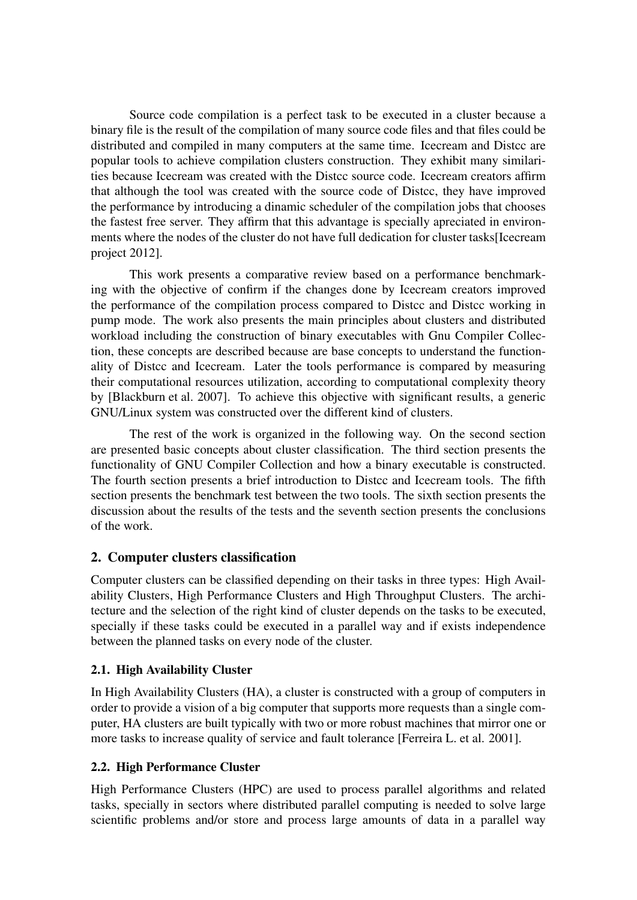Source code compilation is a perfect task to be executed in a cluster because a binary file is the result of the compilation of many source code files and that files could be distributed and compiled in many computers at the same time. Icecream and Distcc are popular tools to achieve compilation clusters construction. They exhibit many similarities because Icecream was created with the Distcc source code. Icecream creators affirm that although the tool was created with the source code of Distcc, they have improved the performance by introducing a dinamic scheduler of the compilation jobs that chooses the fastest free server. They affirm that this advantage is specially apreciated in environments where the nodes of the cluster do not have full dedication for cluster tasks[Icecream project 2012].

This work presents a comparative review based on a performance benchmarking with the objective of confirm if the changes done by Icecream creators improved the performance of the compilation process compared to Distcc and Distcc working in pump mode. The work also presents the main principles about clusters and distributed workload including the construction of binary executables with Gnu Compiler Collection, these concepts are described because are base concepts to understand the functionality of Distcc and Icecream. Later the tools performance is compared by measuring their computational resources utilization, according to computational complexity theory by [Blackburn et al. 2007]. To achieve this objective with significant results, a generic GNU/Linux system was constructed over the different kind of clusters.

The rest of the work is organized in the following way. On the second section are presented basic concepts about cluster classification. The third section presents the functionality of GNU Compiler Collection and how a binary executable is constructed. The fourth section presents a brief introduction to Distcc and Icecream tools. The fifth section presents the benchmark test between the two tools. The sixth section presents the discussion about the results of the tests and the seventh section presents the conclusions of the work.

## 2. Computer clusters classification

Computer clusters can be classified depending on their tasks in three types: High Availability Clusters, High Performance Clusters and High Throughput Clusters. The architecture and the selection of the right kind of cluster depends on the tasks to be executed, specially if these tasks could be executed in a parallel way and if exists independence between the planned tasks on every node of the cluster.

### 2.1. High Availability Cluster

In High Availability Clusters (HA), a cluster is constructed with a group of computers in order to provide a vision of a big computer that supports more requests than a single computer, HA clusters are built typically with two or more robust machines that mirror one or more tasks to increase quality of service and fault tolerance [Ferreira L. et al. 2001].

### 2.2. High Performance Cluster

High Performance Clusters (HPC) are used to process parallel algorithms and related tasks, specially in sectors where distributed parallel computing is needed to solve large scientific problems and/or store and process large amounts of data in a parallel way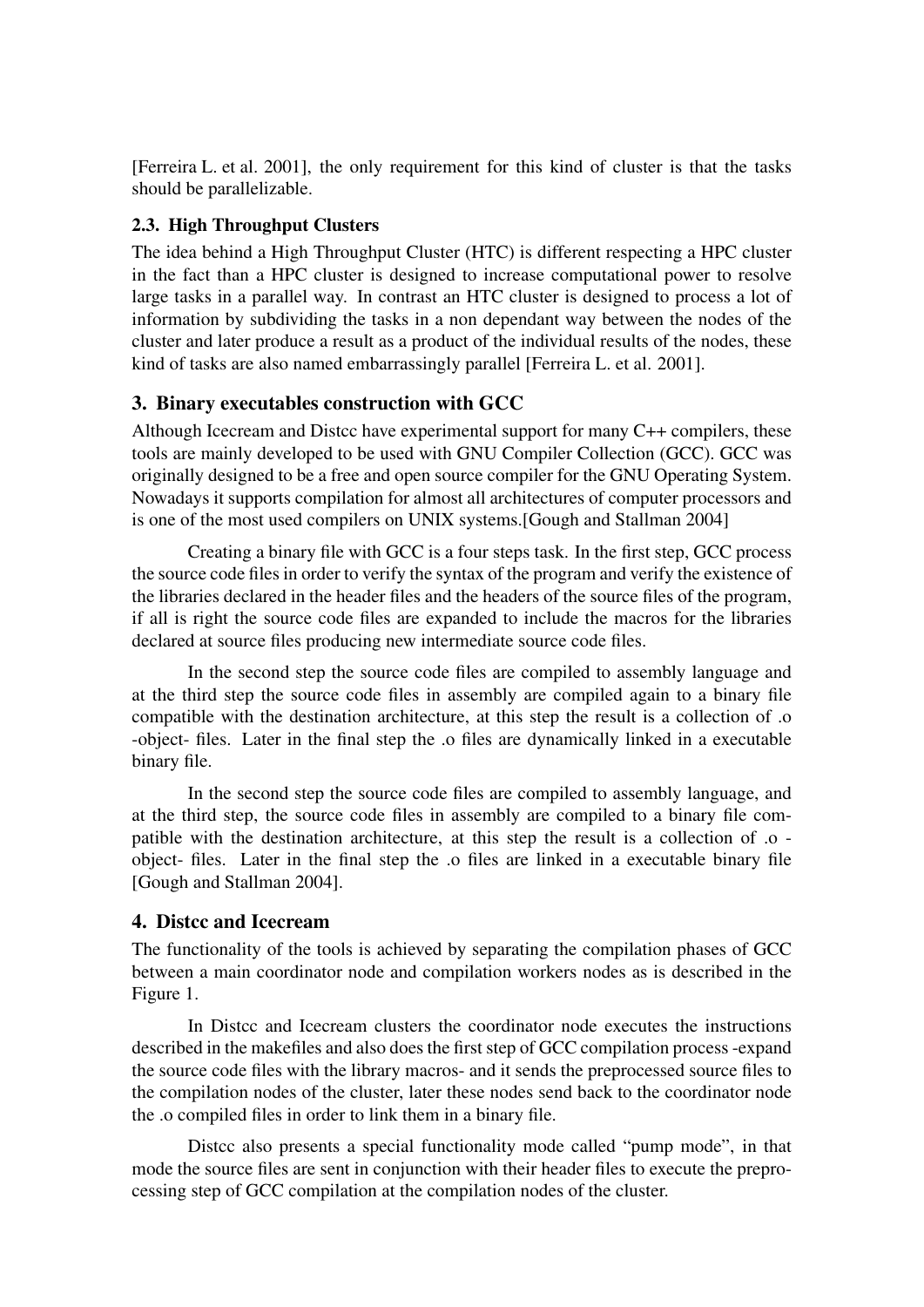[Ferreira L. et al. 2001], the only requirement for this kind of cluster is that the tasks should be parallelizable.

### 2.3. High Throughput Clusters

The idea behind a High Throughput Cluster (HTC) is different respecting a HPC cluster in the fact than a HPC cluster is designed to increase computational power to resolve large tasks in a parallel way. In contrast an HTC cluster is designed to process a lot of information by subdividing the tasks in a non dependant way between the nodes of the cluster and later produce a result as a product of the individual results of the nodes, these kind of tasks are also named embarrassingly parallel [Ferreira L. et al. 2001].

## 3. Binary executables construction with GCC

Although Icecream and Distcc have experimental support for many C++ compilers, these tools are mainly developed to be used with GNU Compiler Collection (GCC). GCC was originally designed to be a free and open source compiler for the GNU Operating System. Nowadays it supports compilation for almost all architectures of computer processors and is one of the most used compilers on UNIX systems.[Gough and Stallman 2004]

Creating a binary file with GCC is a four steps task. In the first step, GCC process the source code files in order to verify the syntax of the program and verify the existence of the libraries declared in the header files and the headers of the source files of the program, if all is right the source code files are expanded to include the macros for the libraries declared at source files producing new intermediate source code files.

In the second step the source code files are compiled to assembly language and at the third step the source code files in assembly are compiled again to a binary file compatible with the destination architecture, at this step the result is a collection of .o -object- files. Later in the final step the .o files are dynamically linked in a executable binary file.

In the second step the source code files are compiled to assembly language, and at the third step, the source code files in assembly are compiled to a binary file compatible with the destination architecture, at this step the result is a collection of .o -object- files. Later in the final step the .o files are linked in a executable binary file [Gough and Stallman 2004].

## 4. Distcc and Icecream

The functionality of the tools is achieved by separating the compilation phases of GCC between a main coordinator node and compilation workers nodes as is described in the Figure 1.

In Distcc and Icecream clusters the coordinator node executes the instructions described in the makefiles and also does the first step of GCC compilation process -expand the source code files with the library macros- and it sends the preprocessed source files to the compilation nodes of the cluster, later these nodes send back to the coordinator node the .o compiled files in order to link them in a binary file.

Distcc also presents a special functionality mode called "pump mode", in that mode the source files are sent in conjunction with their header files to execute the preprocessing step of GCC compilation at the compilation nodes of the cluster.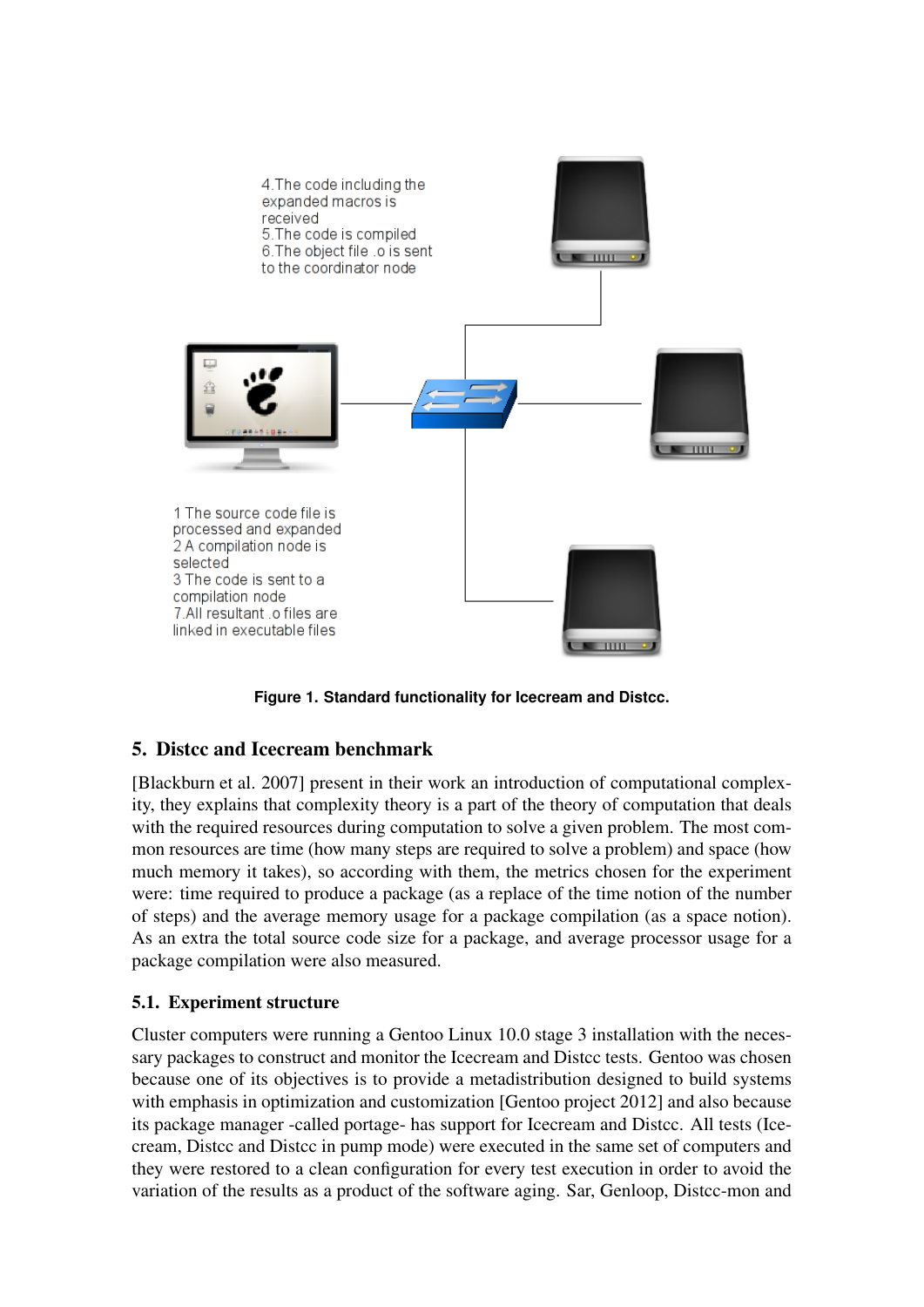4.The code including the expanded macros is received
5.The code is compiled
6.The object file .o is sent to the coordinator node

1 The source code file is processed and expanded
2 A compilation node is selected
3 The code is sent to a compilation node
7.All resultant .o files are linked in executable files

**Figure 1. Standard functionality for Icecream and Distcc.**

## 5. Distcc and Icecream benchmark

[Blackburn et al. 2007] present in their work an introduction of computational complexity, they explains that complexity theory is a part of the theory of computation that deals with the required resources during computation to solve a given problem. The most common resources are time (how many steps are required to solve a problem) and space (how much memory it takes), so according with them, the metrics chosen for the experiment were: time required to produce a package (as a replace of the time notion of the number of steps) and the average memory usage for a package compilation (as a space notion). As an extra the total source code size for a package, and average processor usage for a package compilation were also measured.

### 5.1. Experiment structure

Cluster computers were running a Gentoo Linux 10.0 stage 3 installation with the necessary packages to construct and monitor the Icecream and Distcc tests. Gentoo was chosen because one of its objectives is to provide a metadistribution designed to build systems with emphasis in optimization and customization [Gentoo project 2012] and also because its package manager -called portage- has support for Icecream and Distcc. All tests (Icecream, Distcc and Distcc in pump mode) were executed in the same set of computers and they were restored to a clean configuration for every test execution in order to avoid the variation of the results as a product of the software aging. Sar, Genloop, Distcc-mon and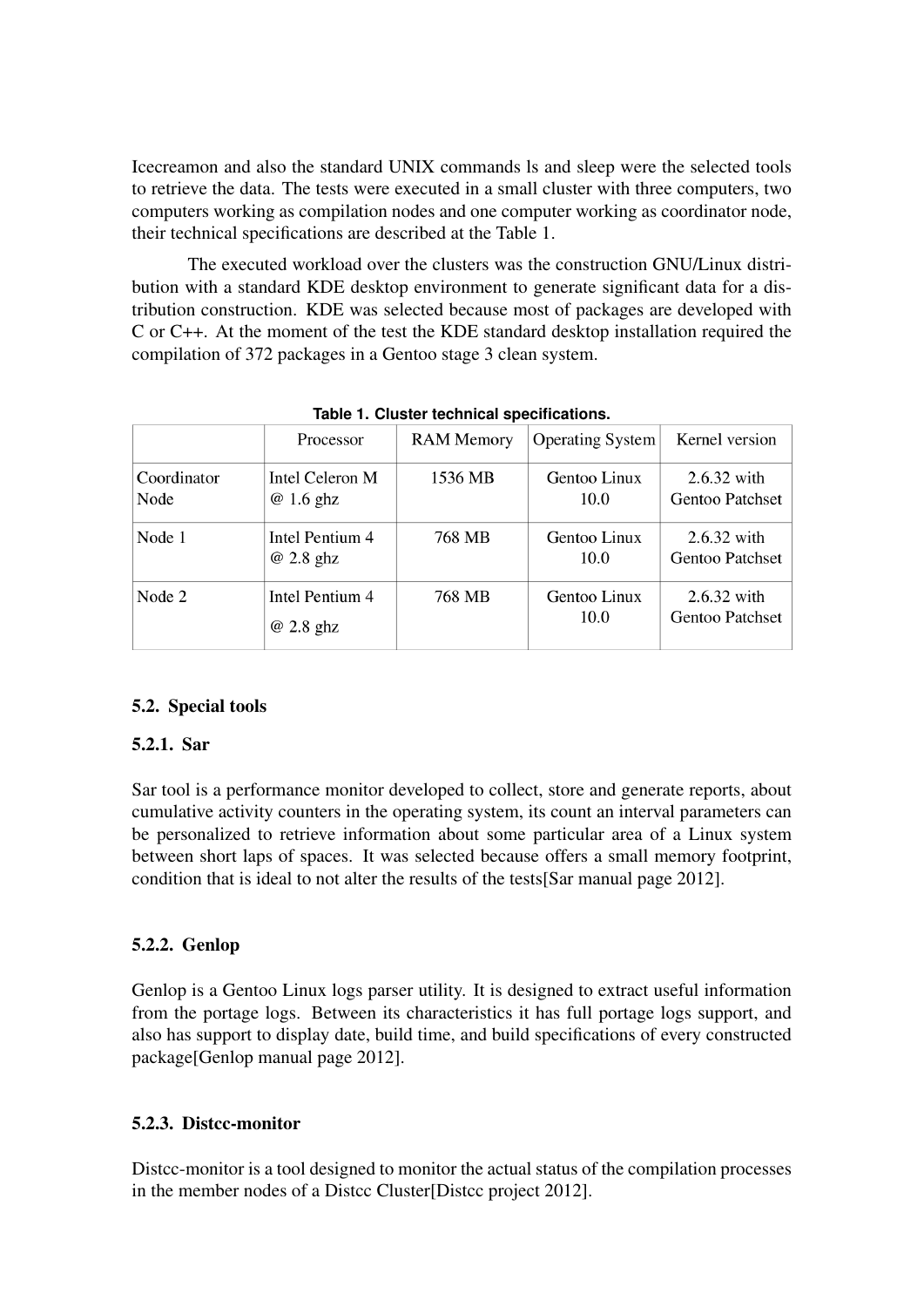Icecreamon and also the standard UNIX commands ls and sleep were the selected tools to retrieve the data. The tests were executed in a small cluster with three computers, two computers working as compilation nodes and one computer working as coordinator node, their technical specifications are described at the Table 1.

The executed workload over the clusters was the construction GNU/Linux distribution with a standard KDE desktop environment to generate significant data for a distribution construction. KDE was selected because most of packages are developed with C or C++. At the moment of the test the KDE standard desktop installation required the compilation of 372 packages in a Gentoo stage 3 clean system.

**Table 1. Cluster technical specifications.**

| | Processor | RAM Memory | Operating System | Kernel version |
|---|---|---|---|---|
| Coordinator Node | Intel Celeron M @ 1.6 ghz | 1536 MB | Gentoo Linux 10.0 | 2.6.32 with Gentoo Patchset |
| Node 1 | Intel Pentium 4 @ 2.8 ghz | 768 MB | Gentoo Linux 10.0 | 2.6.32 with Gentoo Patchset |
| Node 2 | Intel Pentium 4 @ 2.8 ghz | 768 MB | Gentoo Linux 10.0 | 2.6.32 with Gentoo Patchset |

### 5.2. Special tools

#### 5.2.1. Sar

Sar tool is a performance monitor developed to collect, store and generate reports, about cumulative activity counters in the operating system, its count an interval parameters can be personalized to retrieve information about some particular area of a Linux system between short laps of spaces. It was selected because offers a small memory footprint, condition that is ideal to not alter the results of the tests[Sar manual page 2012].

#### 5.2.2. Genlop

Genlop is a Gentoo Linux logs parser utility. It is designed to extract useful information from the portage logs. Between its characteristics it has full portage logs support, and also has support to display date, build time, and build specifications of every constructed package[Genlop manual page 2012].

#### 5.2.3. Distcc-monitor

Distcc-monitor is a tool designed to monitor the actual status of the compilation processes in the member nodes of a Distcc Cluster[Distcc project 2012].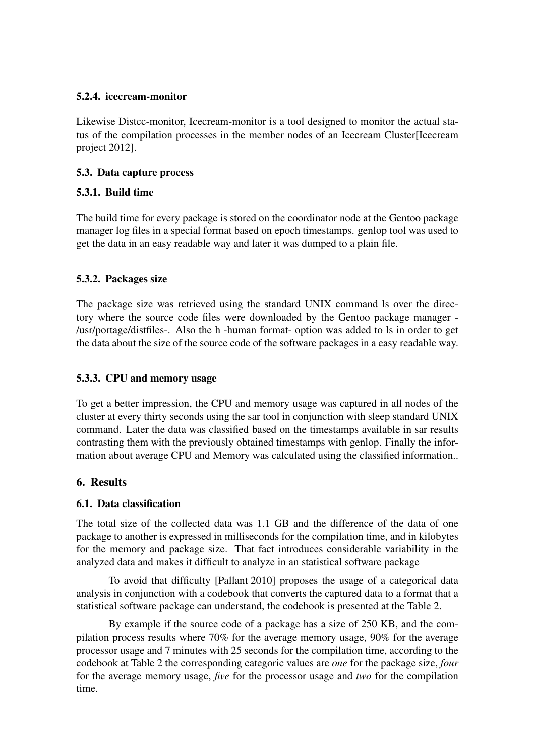#### 5.2.4. icecream-monitor

Likewise Distcc-monitor, Icecream-monitor is a tool designed to monitor the actual status of the compilation processes in the member nodes of an Icecream Cluster[Icecream project 2012].

### 5.3. Data capture process

#### 5.3.1. Build time

The build time for every package is stored on the coordinator node at the Gentoo package manager log files in a special format based on epoch timestamps. genlop tool was used to get the data in an easy readable way and later it was dumped to a plain file.

#### 5.3.2. Packages size

The package size was retrieved using the standard UNIX command ls over the directory where the source code files were downloaded by the Gentoo package manager - /usr/portage/distfiles-. Also the h -human format- option was added to ls in order to get the data about the size of the source code of the software packages in a easy readable way.

#### 5.3.3. CPU and memory usage

To get a better impression, the CPU and memory usage was captured in all nodes of the cluster at every thirty seconds using the sar tool in conjunction with sleep standard UNIX command. Later the data was classified based on the timestamps available in sar results contrasting them with the previously obtained timestamps with genlop. Finally the information about average CPU and Memory was calculated using the classified information..

## 6. Results

### 6.1. Data classification

The total size of the collected data was 1.1 GB and the difference of the data of one package to another is expressed in milliseconds for the compilation time, and in kilobytes for the memory and package size. That fact introduces considerable variability in the analyzed data and makes it difficult to analyze in an statistical software package

To avoid that difficulty [Pallant 2010] proposes the usage of a categorical data analysis in conjunction with a codebook that converts the captured data to a format that a statistical software package can understand, the codebook is presented at the Table 2.

By example if the source code of a package has a size of 250 KB, and the compilation process results where 70% for the average memory usage, 90% for the average processor usage and 7 minutes with 25 seconds for the compilation time, according to the codebook at Table 2 the corresponding categoric values are *one* for the package size, *four* for the average memory usage, *five* for the processor usage and *two* for the compilation time.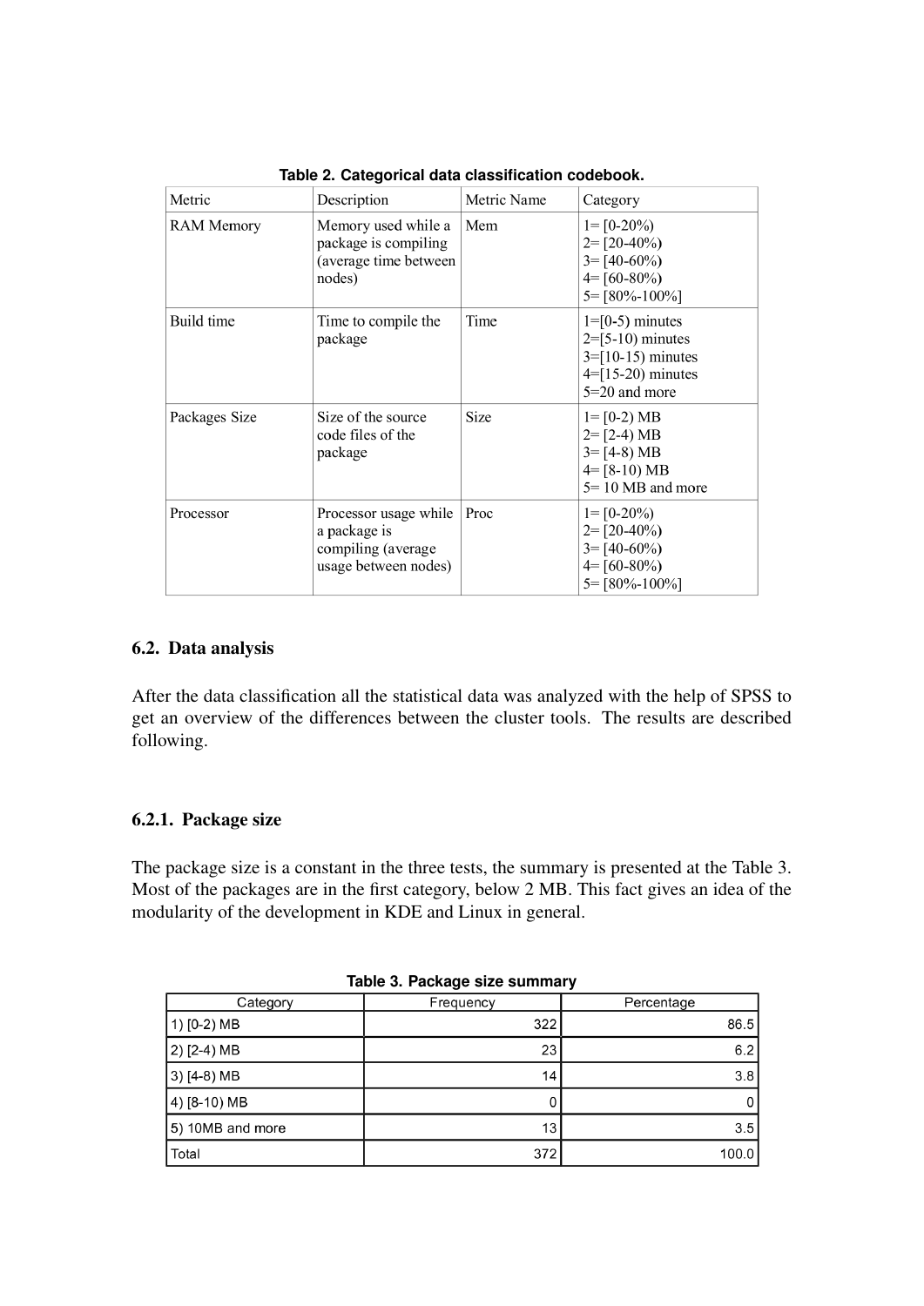**Table 2. Categorical data classification codebook.**

| Metric | Description | Metric Name | Category |
|---|---|---|---|
| RAM Memory | Memory used while a package is compiling (average time between nodes) | Mem | 1= [0-20%)<br>2= [20-40%)<br>3= [40-60%)<br>4= [60-80%)<br>5= [80%-100%] |
| Build time | Time to compile the package | Time | 1=[0-5) minutes<br>2=[5-10) minutes<br>3=[10-15) minutes<br>4=[15-20) minutes<br>5=20 and more |
| Packages Size | Size of the source code files of the package | Size | 1= [0-2) MB<br>2= [2-4) MB<br>3= [4-8) MB<br>4= [8-10) MB<br>5= 10 MB and more |
| Processor | Processor usage while a package is compiling (average usage between nodes) | Proc | 1= [0-20%)<br>2= [20-40%)<br>3= [40-60%)<br>4= [60-80%)<br>5= [80%-100%] |

### 6.2. Data analysis

After the data classification all the statistical data was analyzed with the help of SPSS to get an overview of the differences between the cluster tools. The results are described following.

#### 6.2.1. Package size

The package size is a constant in the three tests, the summary is presented at the Table 3. Most of the packages are in the first category, below 2 MB. This fact gives an idea of the modularity of the development in KDE and Linux in general.

**Table 3. Package size summary**

| Category | Frequency | Percentage |
|---|---|---|
| 1) [0-2) MB | 322 | 86.5 |
| 2) [2-4) MB | 23 | 6.2 |
| 3) [4-8) MB | 14 | 3.8 |
| 4) [8-10) MB | 0 | 0 |
| 5) 10MB and more | 13 | 3.5 |
| Total | 372 | 100.0 |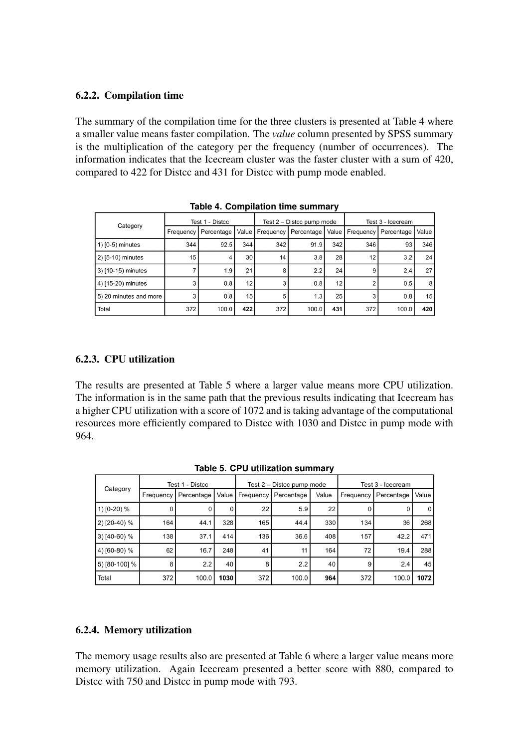### 6.2.2. Compilation time

The summary of the compilation time for the three clusters is presented at Table 4 where a smaller value means faster compilation. The *value* column presented by SPSS summary is the multiplication of the category per the frequency (number of occurrences). The information indicates that the Icecream cluster was the faster cluster with a sum of 420, compared to 422 for Distcc and 431 for Distcc with pump mode enabled.

**Table 4. Compilation time summary**

| Category | Test 1 - Distcc | | | Test 2 – Distcc pump mode | | | Test 3 - Icecream | | |
|---|---|---|---|---|---|---|---|---|---|
| | Frequency | Percentage | Value | Frequency | Percentage | Value | Frequency | Percentage | Value |
| 1) [0-5) minutes | 344 | 92.5 | 344 | 342 | 91.9 | 342 | 346 | 93 | 346 |
| 2) [5-10) minutes | 15 | 4 | 30 | 14 | 3.8 | 28 | 12 | 3.2 | 24 |
| 3) [10-15) minutes | 7 | 1.9 | 21 | 8 | 2.2 | 24 | 9 | 2.4 | 27 |
| 4) [15-20) minutes | 3 | 0.8 | 12 | 3 | 0.8 | 12 | 2 | 0.5 | 8 |
| 5) 20 minutes and more | 3 | 0.8 | 15 | 5 | 1.3 | 25 | 3 | 0.8 | 15 |
| Total | 372 | 100.0 | **422** | 372 | 100.0 | **431** | 372 | 100.0 | **420** |

### 6.2.3. CPU utilization

The results are presented at Table 5 where a larger value means more CPU utilization. The information is in the same path that the previous results indicating that Icecream has a higher CPU utilization with a score of 1072 and is taking advantage of the computational resources more efficiently compared to Distcc with 1030 and Distcc in pump mode with 964.

**Table 5. CPU utilization summary**

| Category | Test 1 - Distcc | | | Test 2 – Distcc pump mode | | | Test 3 - Icecream | | |
|---|---|---|---|---|---|---|---|---|---|
| | Frequency | Percentage | Value | Frequency | Percentage | Value | Frequency | Percentage | Value |
| 1) [0-20) % | 0 | 0 | 0 | 22 | 5.9 | 22 | 0 | 0 | 0 |
| 2) [20-40) % | 164 | 44.1 | 328 | 165 | 44.4 | 330 | 134 | 36 | 268 |
| 3) [40-60) % | 138 | 37.1 | 414 | 136 | 36.6 | 408 | 157 | 42.2 | 471 |
| 4) [60-80) % | 62 | 16.7 | 248 | 41 | 11 | 164 | 72 | 19.4 | 288 |
| 5) [80-100] % | 8 | 2.2 | 40 | 8 | 2.2 | 40 | 9 | 2.4 | 45 |
| Total | 372 | 100.0 | **1030** | 372 | 100.0 | **964** | 372 | 100.0 | **1072** |

### 6.2.4. Memory utilization

The memory usage results also are presented at Table 6 where a larger value means more memory utilization. Again Icecream presented a better score with 880, compared to Distcc with 750 and Distcc in pump mode with 793.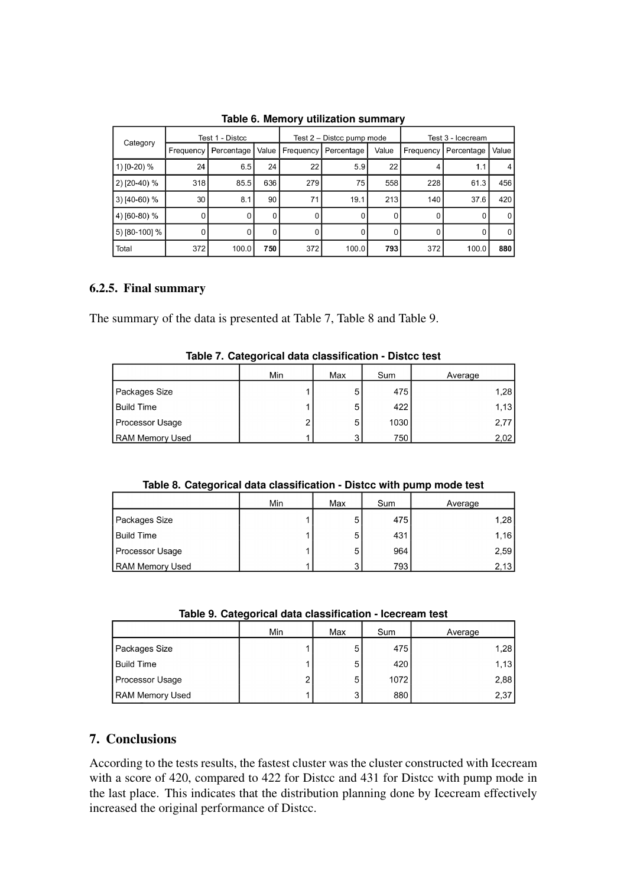**Table 6. Memory utilization summary**

| Category | Test 1 - Distcc | | | Test 2 – Distcc pump mode | | | Test 3 - Icecream | | |
|---|---|---|---|---|---|---|---|---|---|
| | Frequency | Percentage | Value | Frequency | Percentage | Value | Frequency | Percentage | Value |
| 1) [0-20) % | 24 | 6.5 | 24 | 22 | 5.9 | 22 | 4 | 1.1 | 4 |
| 2) [20-40) % | 318 | 85.5 | 636 | 279 | 75 | 558 | 228 | 61.3 | 456 |
| 3) [40-60) % | 30 | 8.1 | 90 | 71 | 19.1 | 213 | 140 | 37.6 | 420 |
| 4) [60-80) % | 0 | 0 | 0 | 0 | 0 | 0 | 0 | 0 | 0 |
| 5) [80-100] % | 0 | 0 | 0 | 0 | 0 | 0 | 0 | 0 | 0 |
| Total | 372 | 100.0 | **750** | 372 | 100.0 | **793** | 372 | 100.0 | **880** |

### 6.2.5. Final summary

The summary of the data is presented at Table 7, Table 8 and Table 9.

**Table 7. Categorical data classification - Distcc test**

| | Min | Max | Sum | Average |
|---|---|---|---|---|
| Packages Size | 1 | 5 | 475 | 1,28 |
| Build Time | 1 | 5 | 422 | 1,13 |
| Processor Usage | 2 | 5 | 1030 | 2,77 |
| RAM Memory Used | 1 | 3 | 750 | 2,02 |

**Table 8. Categorical data classification - Distcc with pump mode test**

| | Min | Max | Sum | Average |
|---|---|---|---|---|
| Packages Size | 1 | 5 | 475 | 1,28 |
| Build Time | 1 | 5 | 431 | 1,16 |
| Processor Usage | 1 | 5 | 964 | 2,59 |
| RAM Memory Used | 1 | 3 | 793 | 2,13 |

**Table 9. Categorical data classification - Icecream test**

| | Min | Max | Sum | Average |
|---|---|---|---|---|
| Packages Size | 1 | 5 | 475 | 1,28 |
| Build Time | 1 | 5 | 420 | 1,13 |
| Processor Usage | 2 | 5 | 1072 | 2,88 |
| RAM Memory Used | 1 | 3 | 880 | 2,37 |

## 7. Conclusions

According to the tests results, the fastest cluster was the cluster constructed with Icecream with a score of 420, compared to 422 for Distcc and 431 for Distcc with pump mode in the last place. This indicates that the distribution planning done by Icecream effectively increased the original performance of Distcc.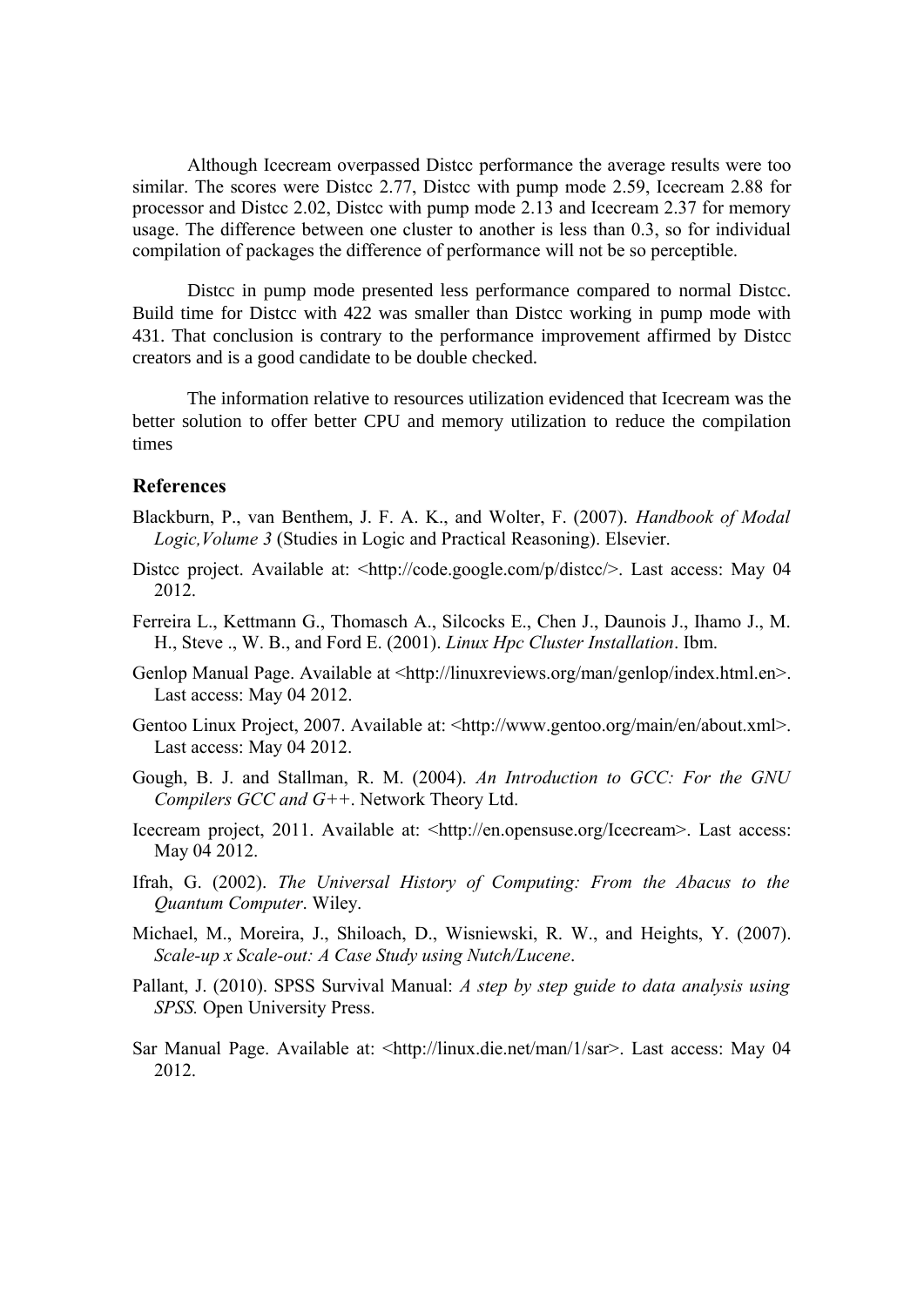Although Icecream overpassed Distcc performance the average results were too similar. The scores were Distcc 2.77, Distcc with pump mode 2.59, Icecream 2.88 for processor and Distcc 2.02, Distcc with pump mode 2.13 and Icecream 2.37 for memory usage. The difference between one cluster to another is less than 0.3, so for individual compilation of packages the difference of performance will not be so perceptible.

Distcc in pump mode presented less performance compared to normal Distcc. Build time for Distcc with 422 was smaller than Distcc working in pump mode with 431. That conclusion is contrary to the performance improvement affirmed by Distcc creators and is a good candidate to be double checked.

The information relative to resources utilization evidenced that Icecream was the better solution to offer better CPU and memory utilization to reduce the compilation times

## References

Blackburn, P., van Benthem, J. F. A. K., and Wolter, F. (2007). *Handbook of Modal Logic,Volume 3* (Studies in Logic and Practical Reasoning). Elsevier.

Distcc project. Available at: <http://code.google.com/p/distcc/>. Last access: May 04 2012.

Ferreira L., Kettmann G., Thomasch A., Silcocks E., Chen J., Daunois J., Ihamo J., M. H., Steve ., W. B., and Ford E. (2001). *Linux Hpc Cluster Installation*. Ibm.

Genlop Manual Page. Available at <http://linuxreviews.org/man/genlop/index.html.en>. Last access: May 04 2012.

Gentoo Linux Project, 2007. Available at: <http://www.gentoo.org/main/en/about.xml>. Last access: May 04 2012.

Gough, B. J. and Stallman, R. M. (2004). *An Introduction to GCC: For the GNU Compilers GCC and G++*. Network Theory Ltd.

Icecream project, 2011. Available at: <http://en.opensuse.org/Icecream>. Last access: May 04 2012.

Ifrah, G. (2002). *The Universal History of Computing: From the Abacus to the Quantum Computer*. Wiley.

Michael, M., Moreira, J., Shiloach, D., Wisniewski, R. W., and Heights, Y. (2007). *Scale-up x Scale-out: A Case Study using Nutch/Lucene*.

Pallant, J. (2010). SPSS Survival Manual: *A step by step guide to data analysis using SPSS.* Open University Press.

Sar Manual Page. Available at: <http://linux.die.net/man/1/sar>. Last access: May 04 2012.